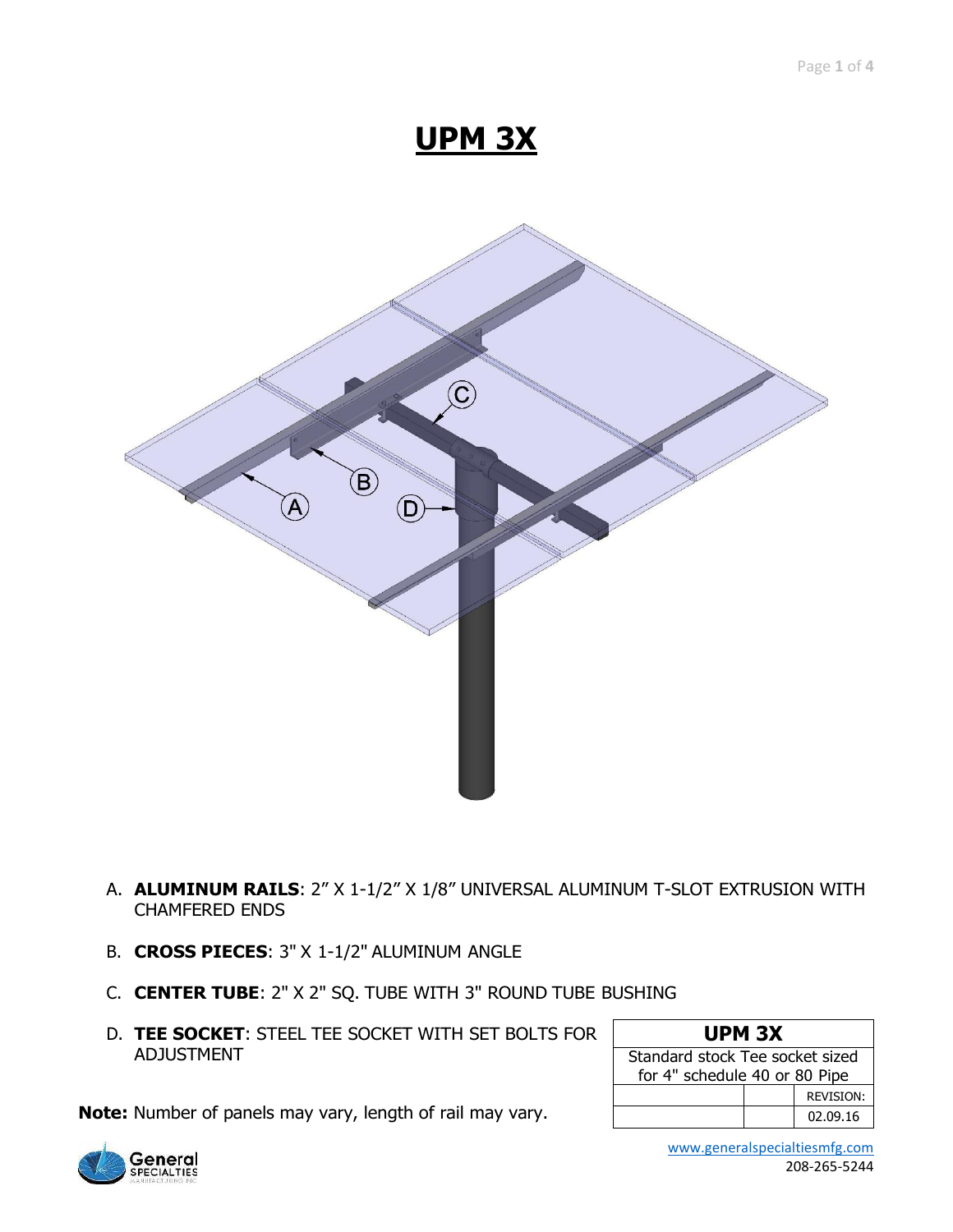# UPM 3X

A. **ALUMINUM RAILS**: 2″ X 1-1/2″ X 1/8″ UNIVERSAL ALUMINUM T-SLOT EXTRUSION WITH CHAMFERED ENDS

B. **CROSS PIECES**: 3" X 1-1/2" ALUMINUM ANGLE

C. **CENTER TUBE**: 2" X 2" SQ. TUBE WITH 3" ROUND TUBE BUSHING

D. **TEE SOCKET**: STEEL TEE SOCKET WITH SET BOLTS FOR ADJUSTMENT

**Note:** Number of panels may vary, length of rail may vary.

| UPM 3X | | |
|---|---|---|
| Standard stock Tee socket sized for 4" schedule 40 or 80 Pipe | | |
| | | REVISION: |
| | | 02.09.16 |

www.generalspecialtiesmfg.com
208-265-5244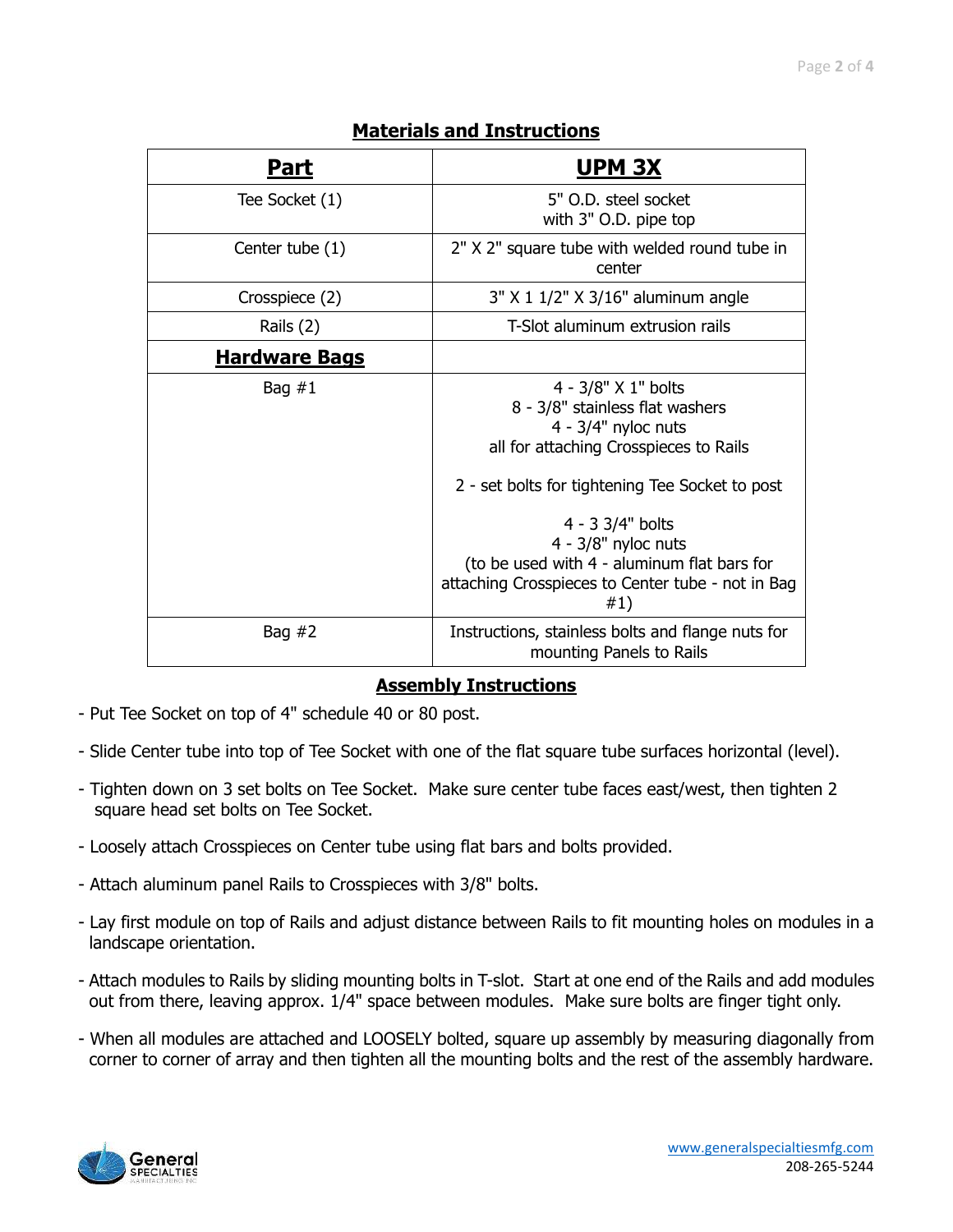## Materials and Instructions

| Part | UPM 3X |
|---|---|
| Tee Socket (1) | 5" O.D. steel socket with 3" O.D. pipe top |
| Center tube (1) | 2" X 2" square tube with welded round tube in center |
| Crosspiece (2) | 3" X 1 1/2" X 3/16" aluminum angle |
| Rails (2) | T-Slot aluminum extrusion rails |
| **Hardware Bags** | |
| Bag #1 | 4 - 3/8" X 1" bolts<br>8 - 3/8" stainless flat washers<br>4 - 3/4" nyloc nuts<br>all for attaching Crosspieces to Rails<br><br>2 - set bolts for tightening Tee Socket to post<br><br>4 - 3 3/4" bolts<br>4 - 3/8" nyloc nuts<br>(to be used with 4 - aluminum flat bars for attaching Crosspieces to Center tube - not in Bag #1) |
| Bag #2 | Instructions, stainless bolts and flange nuts for mounting Panels to Rails |

## Assembly Instructions

- Put Tee Socket on top of 4" schedule 40 or 80 post.
- Slide Center tube into top of Tee Socket with one of the flat square tube surfaces horizontal (level).
- Tighten down on 3 set bolts on Tee Socket. Make sure center tube faces east/west, then tighten 2 square head set bolts on Tee Socket.
- Loosely attach Crosspieces on Center tube using flat bars and bolts provided.
- Attach aluminum panel Rails to Crosspieces with 3/8" bolts.
- Lay first module on top of Rails and adjust distance between Rails to fit mounting holes on modules in a landscape orientation.
- Attach modules to Rails by sliding mounting bolts in T-slot. Start at one end of the Rails and add modules out from there, leaving approx. 1/4" space between modules. Make sure bolts are finger tight only.
- When all modules are attached and LOOSELY bolted, square up assembly by measuring diagonally from corner to corner of array and then tighten all the mounting bolts and the rest of the assembly hardware.

www.generalspecialtiesmfg.com
208-265-5244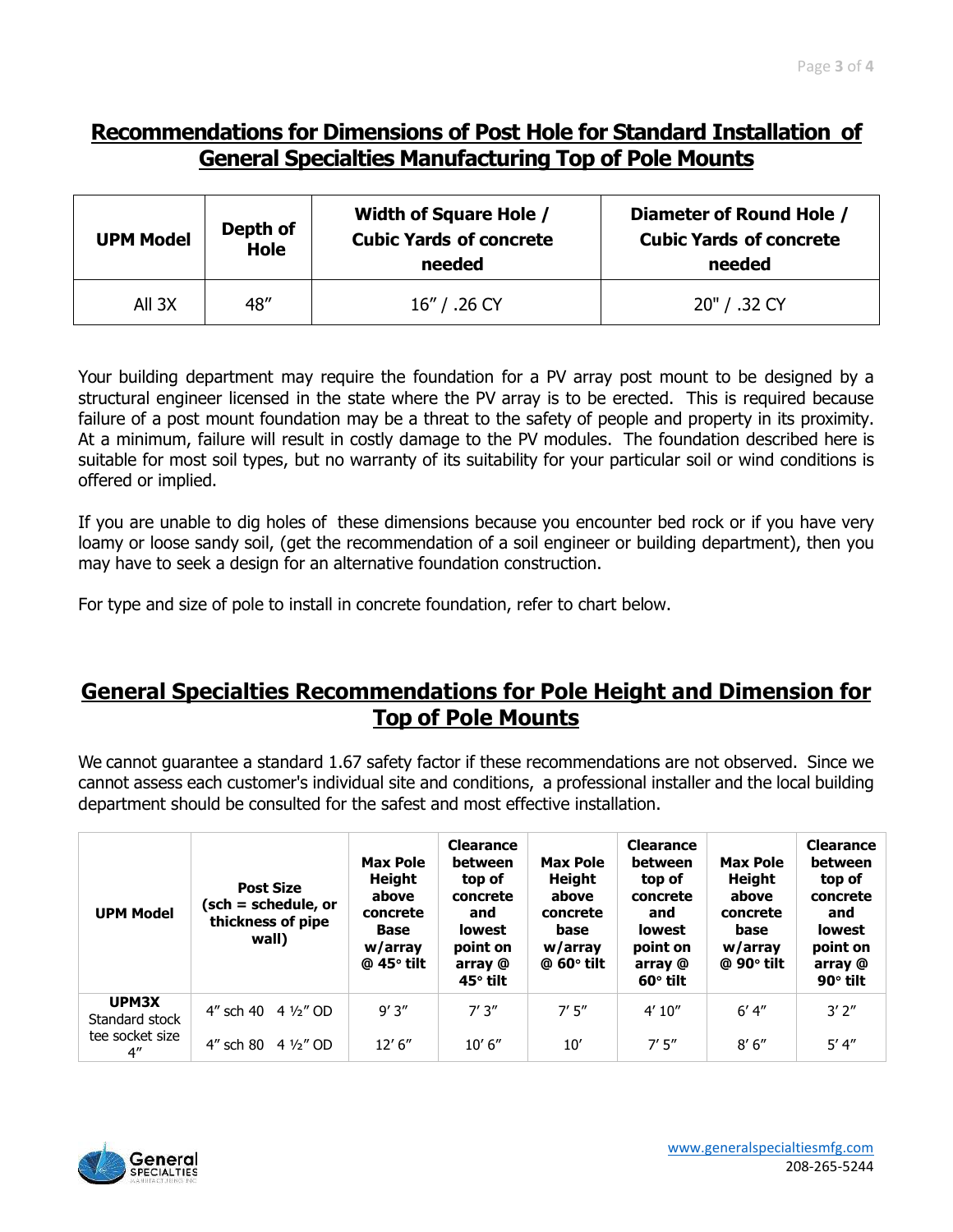## Recommendations for Dimensions of Post Hole for Standard Installation of General Specialties Manufacturing Top of Pole Mounts

| UPM Model | Depth of Hole | Width of Square Hole / Cubic Yards of concrete needed | Diameter of Round Hole / Cubic Yards of concrete needed |
|---|---|---|---|
| All 3X | 48" | 16" / .26 CY | 20" / .32 CY |

Your building department may require the foundation for a PV array post mount to be designed by a structural engineer licensed in the state where the PV array is to be erected. This is required because failure of a post mount foundation may be a threat to the safety of people and property in its proximity. At a minimum, failure will result in costly damage to the PV modules. The foundation described here is suitable for most soil types, but no warranty of its suitability for your particular soil or wind conditions is offered or implied.

If you are unable to dig holes of these dimensions because you encounter bed rock or if you have very loamy or loose sandy soil, (get the recommendation of a soil engineer or building department), then you may have to seek a design for an alternative foundation construction.

For type and size of pole to install in concrete foundation, refer to chart below.

## General Specialties Recommendations for Pole Height and Dimension for Top of Pole Mounts

We cannot guarantee a standard 1.67 safety factor if these recommendations are not observed. Since we cannot assess each customer's individual site and conditions, a professional installer and the local building department should be consulted for the safest and most effective installation.

| UPM Model | Post Size (sch = schedule, or thickness of pipe wall) | Max Pole Height above concrete Base w/array @ 45° tilt | Clearance between top of concrete and lowest point on array @ 45° tilt | Max Pole Height above concrete base w/array @ 60° tilt | Clearance between top of concrete and lowest point on array @ 60° tilt | Max Pole Height above concrete base w/array @ 90° tilt | Clearance between top of concrete and lowest point on array @ 90° tilt |
|---|---|---|---|---|---|---|---|
| **UPM3X** Standard stock tee socket size 4" | 4" sch 40 4 ½" OD | 9' 3" | 7' 3" | 7' 5" | 4' 10" | 6' 4" | 3' 2" |
| | 4" sch 80 4 ½" OD | 12' 6" | 10' 6" | 10' | 7' 5" | 8' 6" | 5' 4" |

www.generalspecialtiesmfg.com
208-265-5244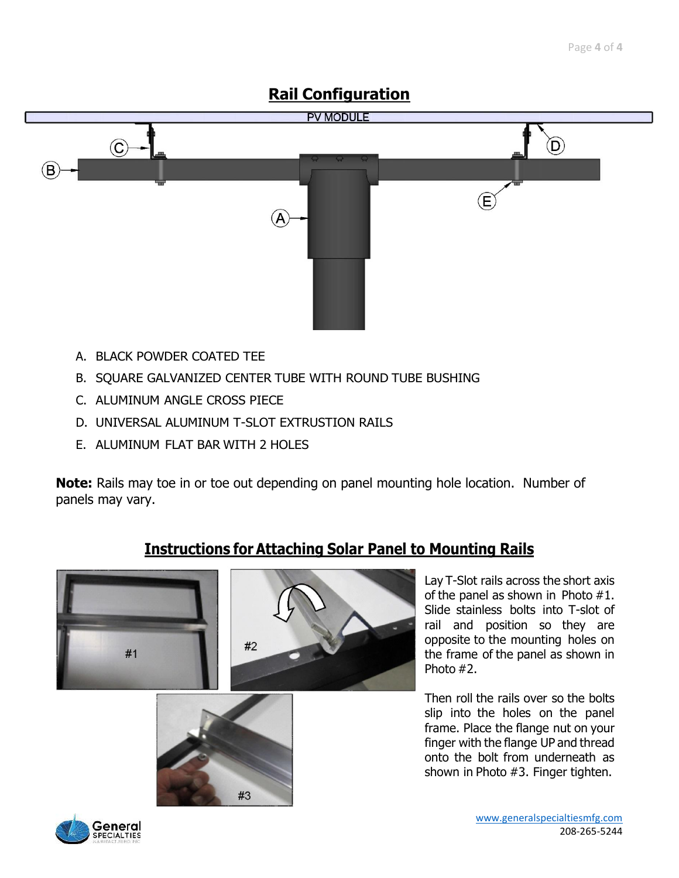## Rail Configuration

PV MODULE

A. BLACK POWDER COATED TEE
B. SQUARE GALVANIZED CENTER TUBE WITH ROUND TUBE BUSHING
C. ALUMINUM ANGLE CROSS PIECE
D. UNIVERSAL ALUMINUM T-SLOT EXTRUSTION RAILS
E. ALUMINUM FLAT BAR WITH 2 HOLES

**Note:** Rails may toe in or toe out depending on panel mounting hole location. Number of panels may vary.

## Instructions for Attaching Solar Panel to Mounting Rails

#1

#2

#3

Lay T-Slot rails across the short axis of the panel as shown in Photo #1. Slide stainless bolts into T-slot of rail and position so they are opposite to the mounting holes on the frame of the panel as shown in Photo #2.

Then roll the rails over so the bolts slip into the holes on the panel frame. Place the flange nut on your finger with the flange UP and thread onto the bolt from underneath as shown in Photo #3. Finger tighten.

General Specialties Manufacturing Inc

www.generalspecialtiesmfg.com
208-265-5244